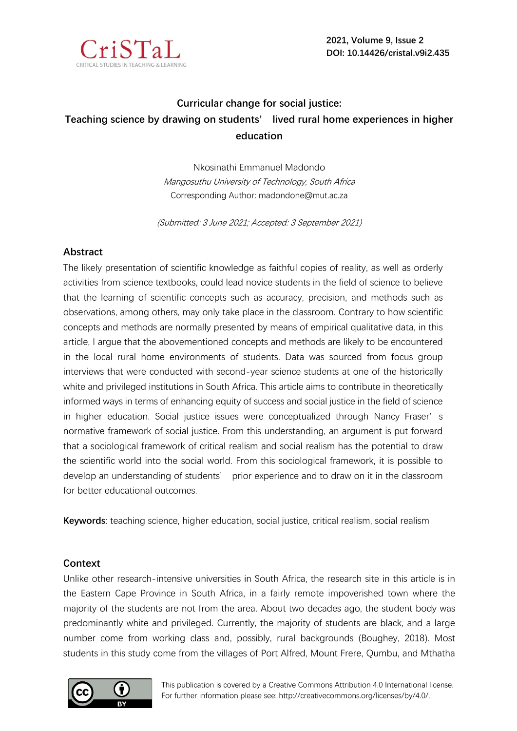# Curricular change for social justice:
# Teaching science by drawing on students' lived rural home experiences in higher education

Nkosinathi Emmanuel Madondo

*Mangosuthu University of Technology, South Africa*

Corresponding Author: madondone@mut.ac.za

*(Submitted: 3 June 2021; Accepted: 3 September 2021)*

## Abstract

The likely presentation of scientific knowledge as faithful copies of reality, as well as orderly activities from science textbooks, could lead novice students in the field of science to believe that the learning of scientific concepts such as accuracy, precision, and methods such as observations, among others, may only take place in the classroom. Contrary to how scientific concepts and methods are normally presented by means of empirical qualitative data, in this article, I argue that the abovementioned concepts and methods are likely to be encountered in the local rural home environments of students. Data was sourced from focus group interviews that were conducted with second-year science students at one of the historically white and privileged institutions in South Africa. This article aims to contribute in theoretically informed ways in terms of enhancing equity of success and social justice in the field of science in higher education. Social justice issues were conceptualized through Nancy Fraser's normative framework of social justice. From this understanding, an argument is put forward that a sociological framework of critical realism and social realism has the potential to draw the scientific world into the social world. From this sociological framework, it is possible to develop an understanding of students' prior experience and to draw on it in the classroom for better educational outcomes.

**Keywords**: teaching science, higher education, social justice, critical realism, social realism

## Context

Unlike other research-intensive universities in South Africa, the research site in this article is in the Eastern Cape Province in South Africa, in a fairly remote impoverished town where the majority of the students are not from the area. About two decades ago, the student body was predominantly white and privileged. Currently, the majority of students are black, and a large number come from working class and, possibly, rural backgrounds (Boughey, 2018). Most students in this study come from the villages of Port Alfred, Mount Frere, Qumbu, and Mthatha

This publication is covered by a Creative Commons Attribution 4.0 International license. For further information please see: http://creativecommons.org/licenses/by/4.0/.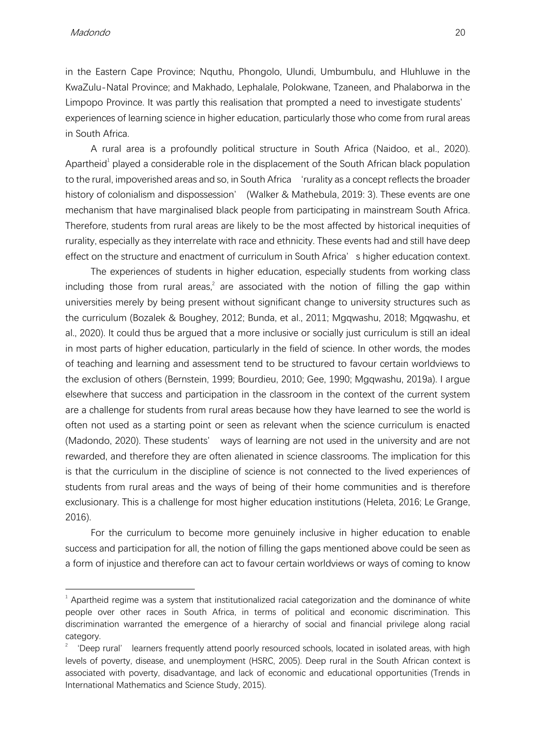in the Eastern Cape Province; Nquthu, Phongolo, Ulundi, Umbumbulu, and Hluhluwe in the KwaZulu-Natal Province; and Makhado, Lephalale, Polokwane, Tzaneen, and Phalaborwa in the Limpopo Province. It was partly this realisation that prompted a need to investigate students' experiences of learning science in higher education, particularly those who come from rural areas in South Africa.

A rural area is a profoundly political structure in South Africa (Naidoo, et al., 2020). Apartheid[1] played a considerable role in the displacement of the South African black population to the rural, impoverished areas and so, in South Africa 'rurality as a concept reflects the broader history of colonialism and dispossession' (Walker & Mathebula, 2019: 3). These events are one mechanism that have marginalised black people from participating in mainstream South Africa. Therefore, students from rural areas are likely to be the most affected by historical inequities of rurality, especially as they interrelate with race and ethnicity. These events had and still have deep effect on the structure and enactment of curriculum in South Africa's higher education context.

The experiences of students in higher education, especially students from working class including those from rural areas,[2] are associated with the notion of filling the gap within universities merely by being present without significant change to university structures such as the curriculum (Bozalek & Boughey, 2012; Bunda, et al., 2011; Mgqwashu, 2018; Mgqwashu, et al., 2020). It could thus be argued that a more inclusive or socially just curriculum is still an ideal in most parts of higher education, particularly in the field of science. In other words, the modes of teaching and learning and assessment tend to be structured to favour certain worldviews to the exclusion of others (Bernstein, 1999; Bourdieu, 2010; Gee, 1990; Mgqwashu, 2019a). I argue elsewhere that success and participation in the classroom in the context of the current system are a challenge for students from rural areas because how they have learned to see the world is often not used as a starting point or seen as relevant when the science curriculum is enacted (Madondo, 2020). These students' ways of learning are not used in the university and are not rewarded, and therefore they are often alienated in science classrooms. The implication for this is that the curriculum in the discipline of science is not connected to the lived experiences of students from rural areas and the ways of being of their home communities and is therefore exclusionary. This is a challenge for most higher education institutions (Heleta, 2016; Le Grange, 2016).

For the curriculum to become more genuinely inclusive in higher education to enable success and participation for all, the notion of filling the gaps mentioned above could be seen as a form of injustice and therefore can act to favour certain worldviews or ways of coming to know

---

[1] Apartheid regime was a system that institutionalized racial categorization and the dominance of white people over other races in South Africa, in terms of political and economic discrimination. This discrimination warranted the emergence of a hierarchy of social and financial privilege along racial category.

[2] 'Deep rural' learners frequently attend poorly resourced schools, located in isolated areas, with high levels of poverty, disease, and unemployment (HSRC, 2005). Deep rural in the South African context is associated with poverty, disadvantage, and lack of economic and educational opportunities (Trends in International Mathematics and Science Study, 2015).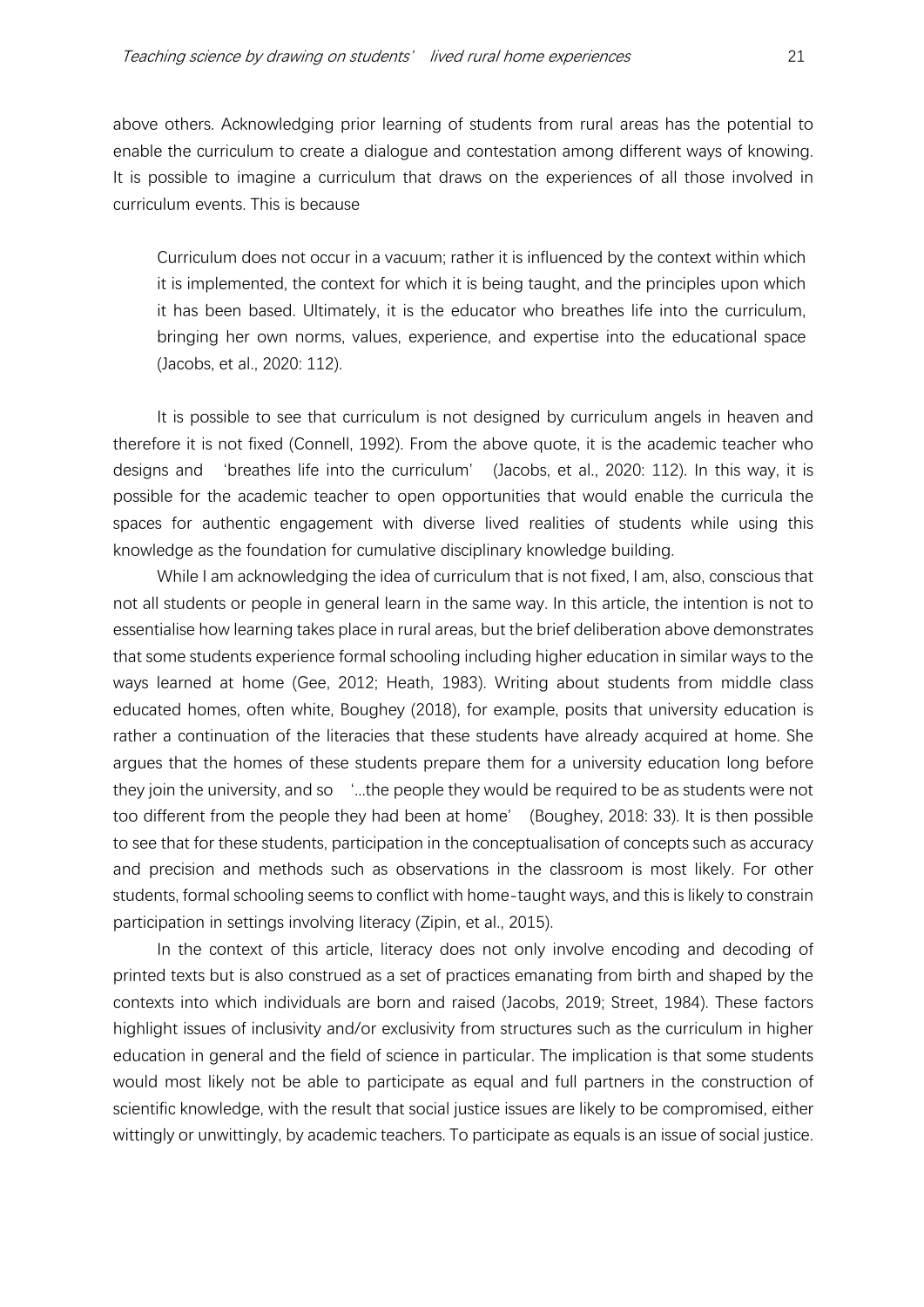above others. Acknowledging prior learning of students from rural areas has the potential to enable the curriculum to create a dialogue and contestation among different ways of knowing. It is possible to imagine a curriculum that draws on the experiences of all those involved in curriculum events. This is because

> Curriculum does not occur in a vacuum; rather it is influenced by the context within which it is implemented, the context for which it is being taught, and the principles upon which it has been based. Ultimately, it is the educator who breathes life into the curriculum, bringing her own norms, values, experience, and expertise into the educational space (Jacobs, et al., 2020: 112).

It is possible to see that curriculum is not designed by curriculum angels in heaven and therefore it is not fixed (Connell, 1992). From the above quote, it is the academic teacher who designs and 'breathes life into the curriculum' (Jacobs, et al., 2020: 112). In this way, it is possible for the academic teacher to open opportunities that would enable the curricula the spaces for authentic engagement with diverse lived realities of students while using this knowledge as the foundation for cumulative disciplinary knowledge building.

While I am acknowledging the idea of curriculum that is not fixed, I am, also, conscious that not all students or people in general learn in the same way. In this article, the intention is not to essentialise how learning takes place in rural areas, but the brief deliberation above demonstrates that some students experience formal schooling including higher education in similar ways to the ways learned at home (Gee, 2012; Heath, 1983). Writing about students from middle class educated homes, often white, Boughey (2018), for example, posits that university education is rather a continuation of the literacies that these students have already acquired at home. She argues that the homes of these students prepare them for a university education long before they join the university, and so '...the people they would be required to be as students were not too different from the people they had been at home' (Boughey, 2018: 33). It is then possible to see that for these students, participation in the conceptualisation of concepts such as accuracy and precision and methods such as observations in the classroom is most likely. For other students, formal schooling seems to conflict with home-taught ways, and this is likely to constrain participation in settings involving literacy (Zipin, et al., 2015).

In the context of this article, literacy does not only involve encoding and decoding of printed texts but is also construed as a set of practices emanating from birth and shaped by the contexts into which individuals are born and raised (Jacobs, 2019; Street, 1984). These factors highlight issues of inclusivity and/or exclusivity from structures such as the curriculum in higher education in general and the field of science in particular. The implication is that some students would most likely not be able to participate as equal and full partners in the construction of scientific knowledge, with the result that social justice issues are likely to be compromised, either wittingly or unwittingly, by academic teachers. To participate as equals is an issue of social justice.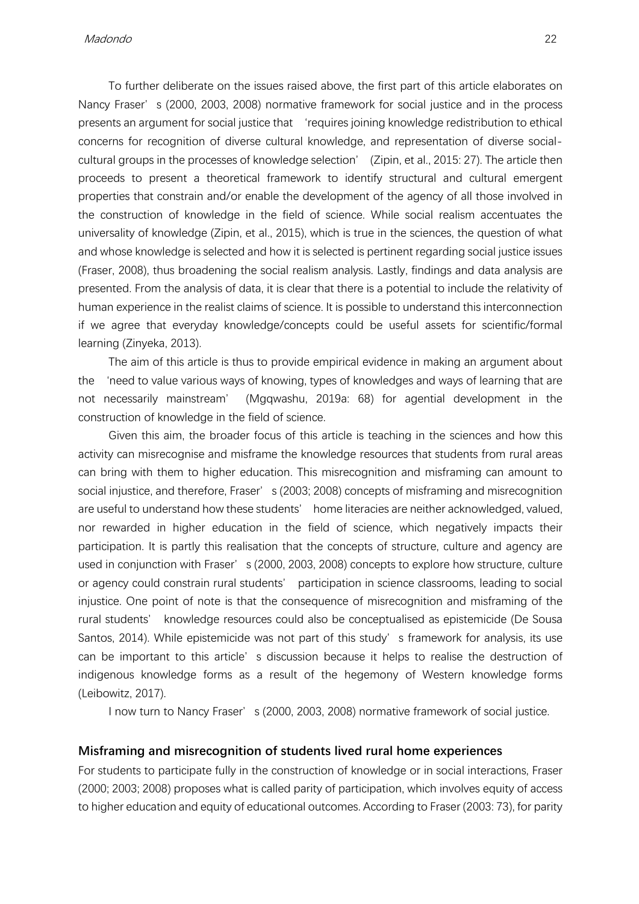To further deliberate on the issues raised above, the first part of this article elaborates on Nancy Fraser's (2000, 2003, 2008) normative framework for social justice and in the process presents an argument for social justice that 'requires joining knowledge redistribution to ethical concerns for recognition of diverse cultural knowledge, and representation of diverse social-cultural groups in the processes of knowledge selection' (Zipin, et al., 2015: 27). The article then proceeds to present a theoretical framework to identify structural and cultural emergent properties that constrain and/or enable the development of the agency of all those involved in the construction of knowledge in the field of science. While social realism accentuates the universality of knowledge (Zipin, et al., 2015), which is true in the sciences, the question of what and whose knowledge is selected and how it is selected is pertinent regarding social justice issues (Fraser, 2008), thus broadening the social realism analysis. Lastly, findings and data analysis are presented. From the analysis of data, it is clear that there is a potential to include the relativity of human experience in the realist claims of science. It is possible to understand this interconnection if we agree that everyday knowledge/concepts could be useful assets for scientific/formal learning (Zinyeka, 2013).

The aim of this article is thus to provide empirical evidence in making an argument about the 'need to value various ways of knowing, types of knowledges and ways of learning that are not necessarily mainstream' (Mgqwashu, 2019a: 68) for agential development in the construction of knowledge in the field of science.

Given this aim, the broader focus of this article is teaching in the sciences and how this activity can misrecognise and misframe the knowledge resources that students from rural areas can bring with them to higher education. This misrecognition and misframing can amount to social injustice, and therefore, Fraser's (2003; 2008) concepts of misframing and misrecognition are useful to understand how these students' home literacies are neither acknowledged, valued, nor rewarded in higher education in the field of science, which negatively impacts their participation. It is partly this realisation that the concepts of structure, culture and agency are used in conjunction with Fraser's (2000, 2003, 2008) concepts to explore how structure, culture or agency could constrain rural students' participation in science classrooms, leading to social injustice. One point of note is that the consequence of misrecognition and misframing of the rural students' knowledge resources could also be conceptualised as epistemicide (De Sousa Santos, 2014). While epistemicide was not part of this study's framework for analysis, its use can be important to this article's discussion because it helps to realise the destruction of indigenous knowledge forms as a result of the hegemony of Western knowledge forms (Leibowitz, 2017).

I now turn to Nancy Fraser's (2000, 2003, 2008) normative framework of social justice.

## Misframing and misrecognition of students lived rural home experiences

For students to participate fully in the construction of knowledge or in social interactions, Fraser (2000; 2003; 2008) proposes what is called parity of participation, which involves equity of access to higher education and equity of educational outcomes. According to Fraser (2003: 73), for parity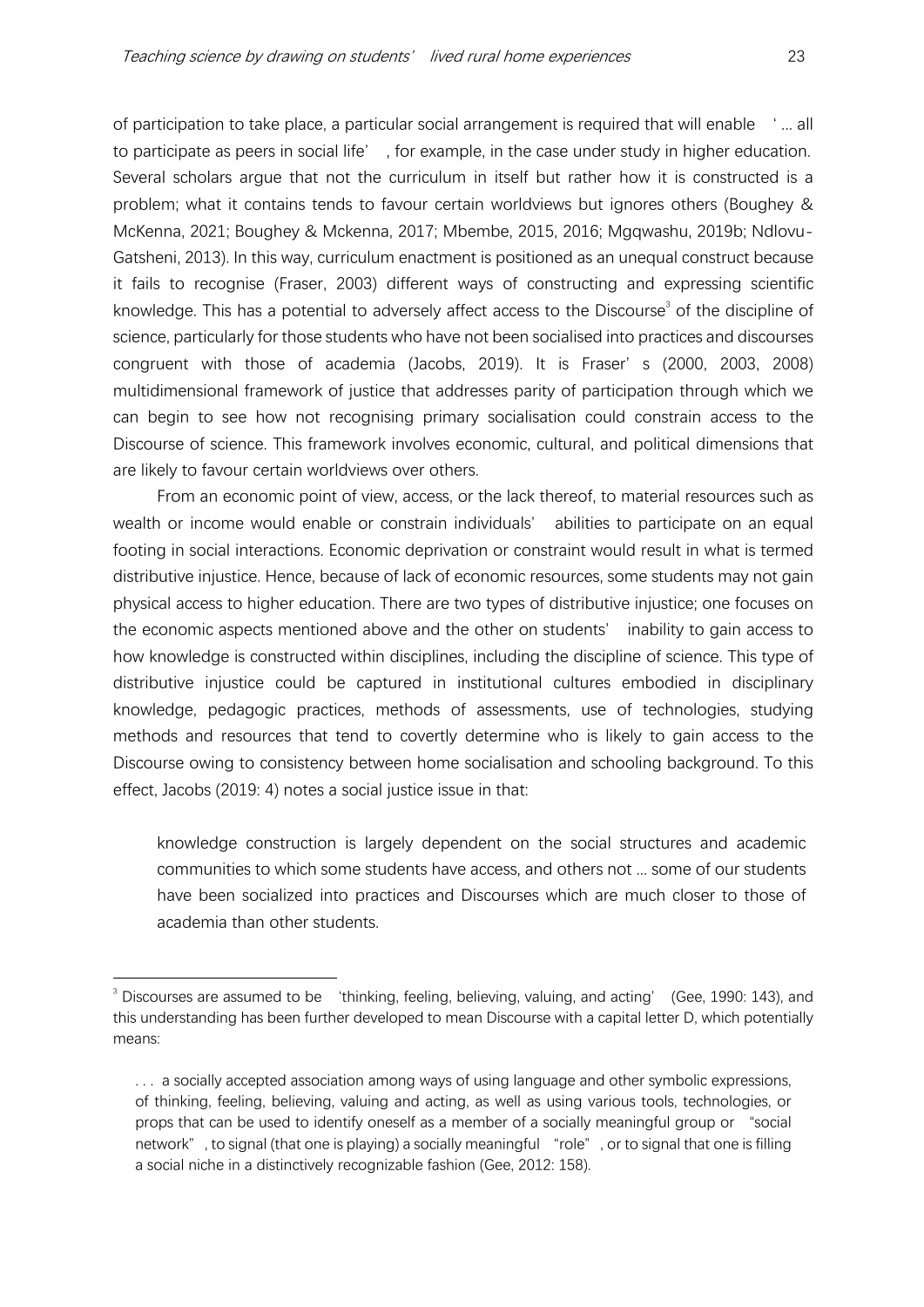of participation to take place, a particular social arrangement is required that will enable '... all to participate as peers in social life', for example, in the case under study in higher education. Several scholars argue that not the curriculum in itself but rather how it is constructed is a problem; what it contains tends to favour certain worldviews but ignores others (Boughey & McKenna, 2021; Boughey & Mckenna, 2017; Mbembe, 2015, 2016; Mgqwashu, 2019b; Ndlovu-Gatsheni, 2013). In this way, curriculum enactment is positioned as an unequal construct because it fails to recognise (Fraser, 2003) different ways of constructing and expressing scientific knowledge. This has a potential to adversely affect access to the Discourse[3] of the discipline of science, particularly for those students who have not been socialised into practices and discourses congruent with those of academia (Jacobs, 2019). It is Fraser's (2000, 2003, 2008) multidimensional framework of justice that addresses parity of participation through which we can begin to see how not recognising primary socialisation could constrain access to the Discourse of science. This framework involves economic, cultural, and political dimensions that are likely to favour certain worldviews over others.

From an economic point of view, access, or the lack thereof, to material resources such as wealth or income would enable or constrain individuals' abilities to participate on an equal footing in social interactions. Economic deprivation or constraint would result in what is termed distributive injustice. Hence, because of lack of economic resources, some students may not gain physical access to higher education. There are two types of distributive injustice; one focuses on the economic aspects mentioned above and the other on students' inability to gain access to how knowledge is constructed within disciplines, including the discipline of science. This type of distributive injustice could be captured in institutional cultures embodied in disciplinary knowledge, pedagogic practices, methods of assessments, use of technologies, studying methods and resources that tend to covertly determine who is likely to gain access to the Discourse owing to consistency between home socialisation and schooling background. To this effect, Jacobs (2019: 4) notes a social justice issue in that:

> knowledge construction is largely dependent on the social structures and academic communities to which some students have access, and others not ... some of our students have been socialized into practices and Discourses which are much closer to those of academia than other students.

[3] Discourses are assumed to be 'thinking, feeling, believing, valuing, and acting' (Gee, 1990: 143), and this understanding has been further developed to mean Discourse with a capital letter D, which potentially means:

> . . . a socially accepted association among ways of using language and other symbolic expressions, of thinking, feeling, believing, valuing and acting, as well as using various tools, technologies, or props that can be used to identify oneself as a member of a socially meaningful group or "social network", to signal (that one is playing) a socially meaningful "role", or to signal that one is filling a social niche in a distinctively recognizable fashion (Gee, 2012: 158).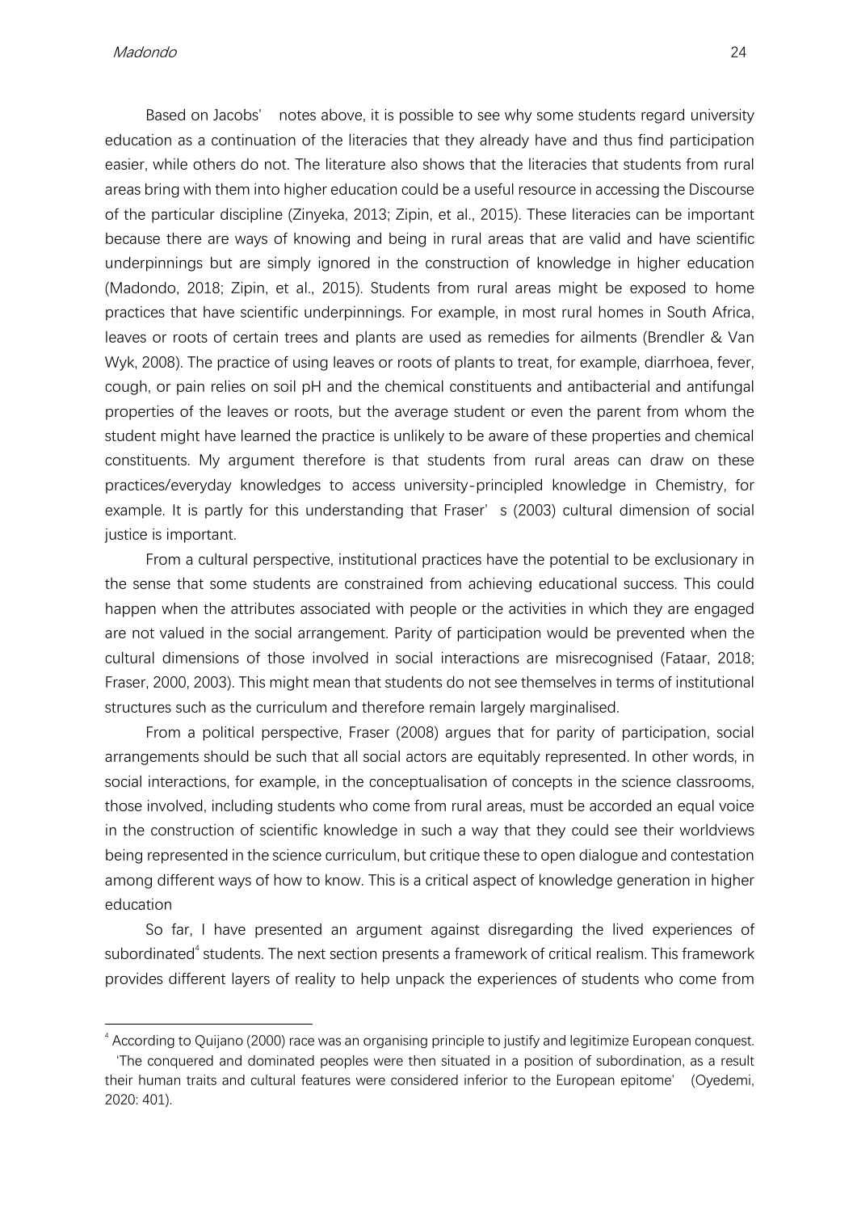Based on Jacobs' notes above, it is possible to see why some students regard university education as a continuation of the literacies that they already have and thus find participation easier, while others do not. The literature also shows that the literacies that students from rural areas bring with them into higher education could be a useful resource in accessing the Discourse of the particular discipline (Zinyeka, 2013; Zipin, et al., 2015). These literacies can be important because there are ways of knowing and being in rural areas that are valid and have scientific underpinnings but are simply ignored in the construction of knowledge in higher education (Madondo, 2018; Zipin, et al., 2015). Students from rural areas might be exposed to home practices that have scientific underpinnings. For example, in most rural homes in South Africa, leaves or roots of certain trees and plants are used as remedies for ailments (Brendler & Van Wyk, 2008). The practice of using leaves or roots of plants to treat, for example, diarrhoea, fever, cough, or pain relies on soil pH and the chemical constituents and antibacterial and antifungal properties of the leaves or roots, but the average student or even the parent from whom the student might have learned the practice is unlikely to be aware of these properties and chemical constituents. My argument therefore is that students from rural areas can draw on these practices/everyday knowledges to access university-principled knowledge in Chemistry, for example. It is partly for this understanding that Fraser's (2003) cultural dimension of social justice is important.

From a cultural perspective, institutional practices have the potential to be exclusionary in the sense that some students are constrained from achieving educational success. This could happen when the attributes associated with people or the activities in which they are engaged are not valued in the social arrangement. Parity of participation would be prevented when the cultural dimensions of those involved in social interactions are misrecognised (Fataar, 2018; Fraser, 2000, 2003). This might mean that students do not see themselves in terms of institutional structures such as the curriculum and therefore remain largely marginalised.

From a political perspective, Fraser (2008) argues that for parity of participation, social arrangements should be such that all social actors are equitably represented. In other words, in social interactions, for example, in the conceptualisation of concepts in the science classrooms, those involved, including students who come from rural areas, must be accorded an equal voice in the construction of scientific knowledge in such a way that they could see their worldviews being represented in the science curriculum, but critique these to open dialogue and contestation among different ways of how to know. This is a critical aspect of knowledge generation in higher education

So far, I have presented an argument against disregarding the lived experiences of subordinated[4] students. The next section presents a framework of critical realism. This framework provides different layers of reality to help unpack the experiences of students who come from

[4] According to Quijano (2000) race was an organising principle to justify and legitimize European conquest. 'The conquered and dominated peoples were then situated in a position of subordination, as a result their human traits and cultural features were considered inferior to the European epitome' (Oyedemi, 2020: 401).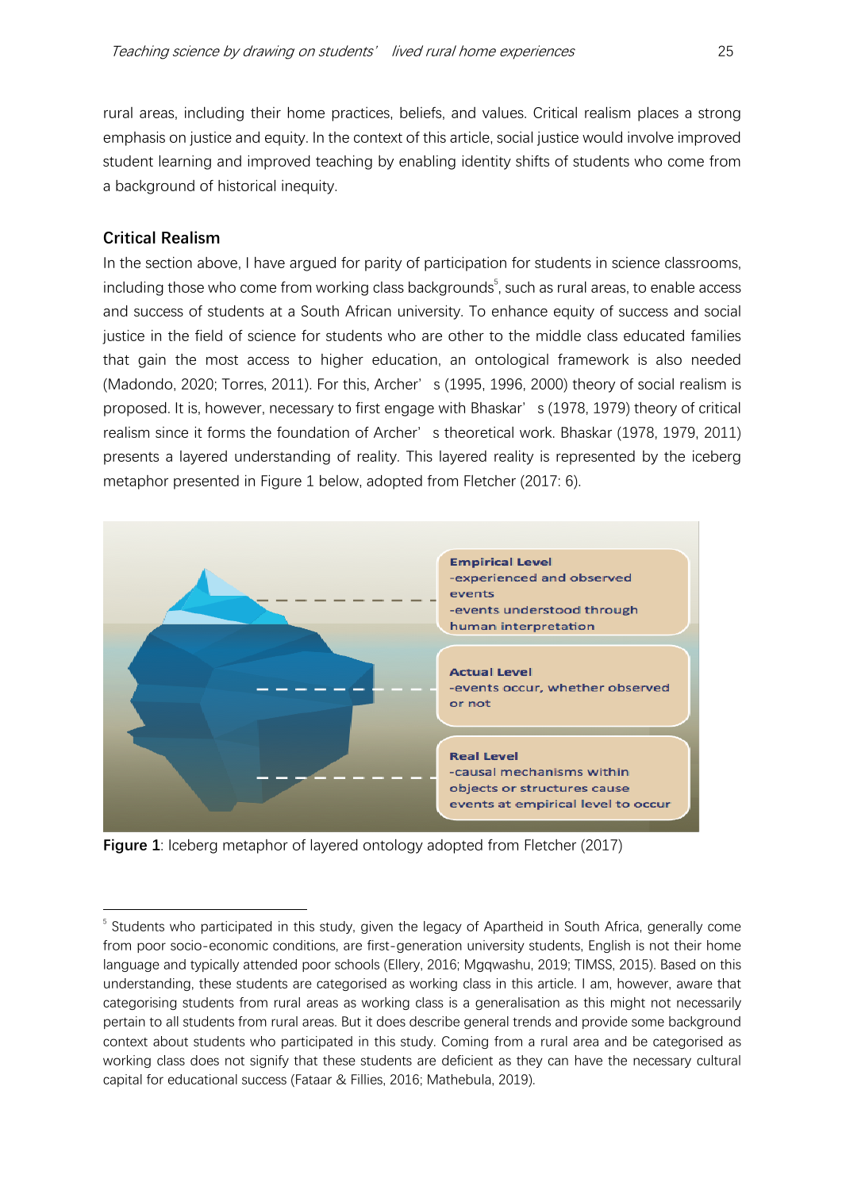rural areas, including their home practices, beliefs, and values. Critical realism places a strong emphasis on justice and equity. In the context of this article, social justice would involve improved student learning and improved teaching by enabling identity shifts of students who come from a background of historical inequity.

## Critical Realism

In the section above, I have argued for parity of participation for students in science classrooms, including those who come from working class backgrounds[5], such as rural areas, to enable access and success of students at a South African university. To enhance equity of success and social justice in the field of science for students who are other to the middle class educated families that gain the most access to higher education, an ontological framework is also needed (Madondo, 2020; Torres, 2011). For this, Archer's (1995, 1996, 2000) theory of social realism is proposed. It is, however, necessary to first engage with Bhaskar's (1978, 1979) theory of critical realism since it forms the foundation of Archer's theoretical work. Bhaskar (1978, 1979, 2011) presents a layered understanding of reality. This layered reality is represented by the iceberg metaphor presented in Figure 1 below, adopted from Fletcher (2017: 6).

**Empirical Level**
-experienced and observed events
-events understood through human interpretation

**Actual Level**
-events occur, whether observed or not

**Real Level**
-causal mechanisms within objects or structures cause events at empirical level to occur

**Figure 1**: Iceberg metaphor of layered ontology adopted from Fletcher (2017)

---

[5] Students who participated in this study, given the legacy of Apartheid in South Africa, generally come from poor socio-economic conditions, are first-generation university students, English is not their home language and typically attended poor schools (Ellery, 2016; Mgqwashu, 2019; TIMSS, 2015). Based on this understanding, these students are categorised as working class in this article. I am, however, aware that categorising students from rural areas as working class is a generalisation as this might not necessarily pertain to all students from rural areas. But it does describe general trends and provide some background context about students who participated in this study. Coming from a rural area and be categorised as working class does not signify that these students are deficient as they can have the necessary cultural capital for educational success (Fataar & Fillies, 2016; Mathebula, 2019).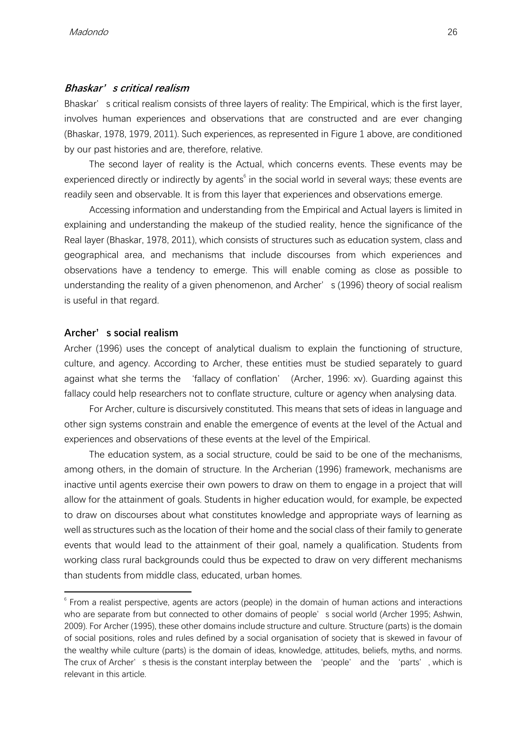### *Bhaskar's critical realism*

Bhaskar's critical realism consists of three layers of reality: The Empirical, which is the first layer, involves human experiences and observations that are constructed and are ever changing (Bhaskar, 1978, 1979, 2011). Such experiences, as represented in Figure 1 above, are conditioned by our past histories and are, therefore, relative.

The second layer of reality is the Actual, which concerns events. These events may be experienced directly or indirectly by agents[6] in the social world in several ways; these events are readily seen and observable. It is from this layer that experiences and observations emerge.

Accessing information and understanding from the Empirical and Actual layers is limited in explaining and understanding the makeup of the studied reality, hence the significance of the Real layer (Bhaskar, 1978, 2011), which consists of structures such as education system, class and geographical area, and mechanisms that include discourses from which experiences and observations have a tendency to emerge. This will enable coming as close as possible to understanding the reality of a given phenomenon, and Archer's (1996) theory of social realism is useful in that regard.

### Archer's social realism

Archer (1996) uses the concept of analytical dualism to explain the functioning of structure, culture, and agency. According to Archer, these entities must be studied separately to guard against what she terms the 'fallacy of conflation' (Archer, 1996: xv). Guarding against this fallacy could help researchers not to conflate structure, culture or agency when analysing data.

For Archer, culture is discursively constituted. This means that sets of ideas in language and other sign systems constrain and enable the emergence of events at the level of the Actual and experiences and observations of these events at the level of the Empirical.

The education system, as a social structure, could be said to be one of the mechanisms, among others, in the domain of structure. In the Archerian (1996) framework, mechanisms are inactive until agents exercise their own powers to draw on them to engage in a project that will allow for the attainment of goals. Students in higher education would, for example, be expected to draw on discourses about what constitutes knowledge and appropriate ways of learning as well as structures such as the location of their home and the social class of their family to generate events that would lead to the attainment of their goal, namely a qualification. Students from working class rural backgrounds could thus be expected to draw on very different mechanisms than students from middle class, educated, urban homes.

---

[6] From a realist perspective, agents are actors (people) in the domain of human actions and interactions who are separate from but connected to other domains of people's social world (Archer 1995; Ashwin, 2009). For Archer (1995), these other domains include structure and culture. Structure (parts) is the domain of social positions, roles and rules defined by a social organisation of society that is skewed in favour of the wealthy while culture (parts) is the domain of ideas, knowledge, attitudes, beliefs, myths, and norms. The crux of Archer's thesis is the constant interplay between the 'people' and the 'parts', which is relevant in this article.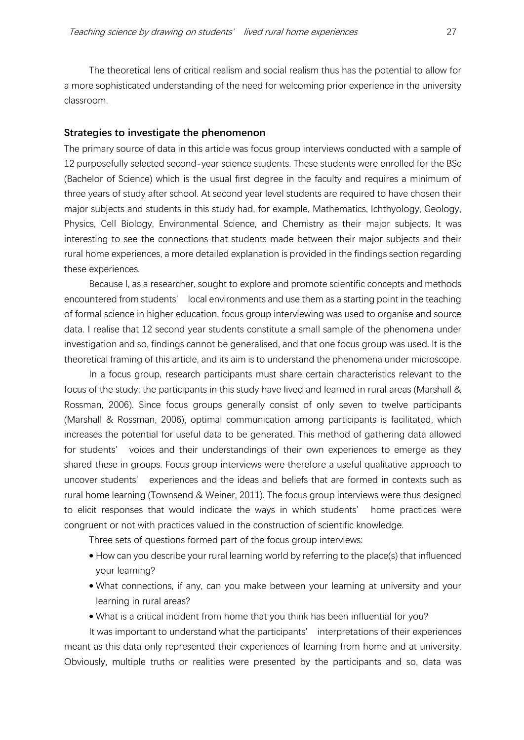The theoretical lens of critical realism and social realism thus has the potential to allow for a more sophisticated understanding of the need for welcoming prior experience in the university classroom.

## Strategies to investigate the phenomenon

The primary source of data in this article was focus group interviews conducted with a sample of 12 purposefully selected second-year science students. These students were enrolled for the BSc (Bachelor of Science) which is the usual first degree in the faculty and requires a minimum of three years of study after school. At second year level students are required to have chosen their major subjects and students in this study had, for example, Mathematics, Ichthyology, Geology, Physics, Cell Biology, Environmental Science, and Chemistry as their major subjects. It was interesting to see the connections that students made between their major subjects and their rural home experiences, a more detailed explanation is provided in the findings section regarding these experiences.

Because I, as a researcher, sought to explore and promote scientific concepts and methods encountered from students' local environments and use them as a starting point in the teaching of formal science in higher education, focus group interviewing was used to organise and source data. I realise that 12 second year students constitute a small sample of the phenomena under investigation and so, findings cannot be generalised, and that one focus group was used. It is the theoretical framing of this article, and its aim is to understand the phenomena under microscope.

In a focus group, research participants must share certain characteristics relevant to the focus of the study; the participants in this study have lived and learned in rural areas (Marshall & Rossman, 2006). Since focus groups generally consist of only seven to twelve participants (Marshall & Rossman, 2006), optimal communication among participants is facilitated, which increases the potential for useful data to be generated. This method of gathering data allowed for students' voices and their understandings of their own experiences to emerge as they shared these in groups. Focus group interviews were therefore a useful qualitative approach to uncover students' experiences and the ideas and beliefs that are formed in contexts such as rural home learning (Townsend & Weiner, 2011). The focus group interviews were thus designed to elicit responses that would indicate the ways in which students' home practices were congruent or not with practices valued in the construction of scientific knowledge.

Three sets of questions formed part of the focus group interviews:

- How can you describe your rural learning world by referring to the place(s) that influenced your learning?
- What connections, if any, can you make between your learning at university and your learning in rural areas?
- What is a critical incident from home that you think has been influential for you?

It was important to understand what the participants' interpretations of their experiences meant as this data only represented their experiences of learning from home and at university. Obviously, multiple truths or realities were presented by the participants and so, data was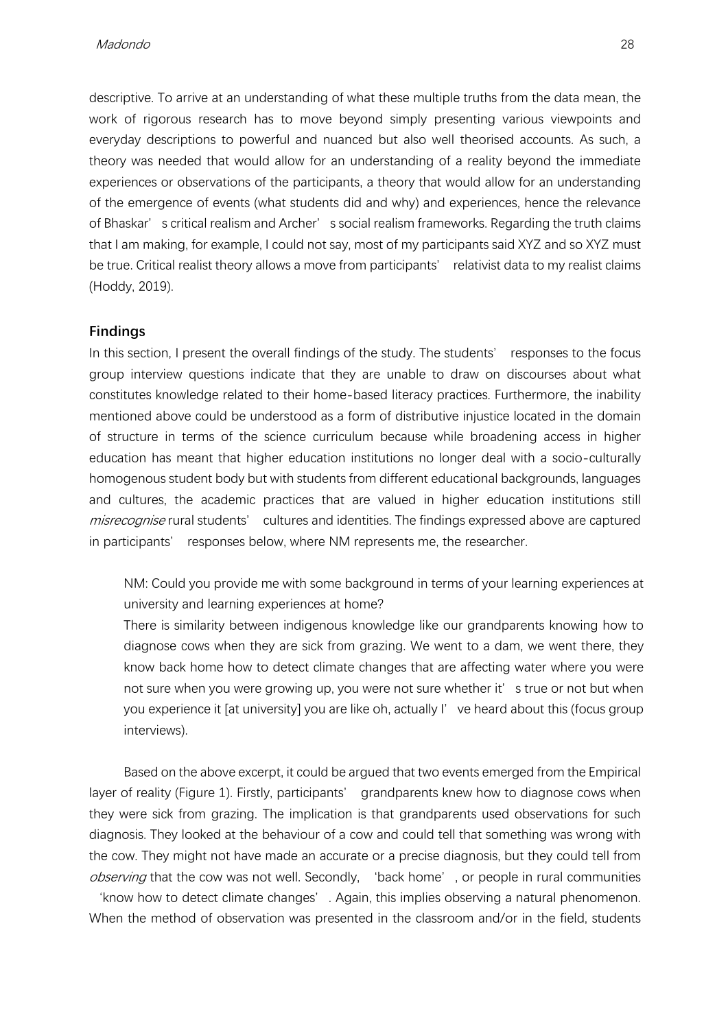descriptive. To arrive at an understanding of what these multiple truths from the data mean, the work of rigorous research has to move beyond simply presenting various viewpoints and everyday descriptions to powerful and nuanced but also well theorised accounts. As such, a theory was needed that would allow for an understanding of a reality beyond the immediate experiences or observations of the participants, a theory that would allow for an understanding of the emergence of events (what students did and why) and experiences, hence the relevance of Bhaskar's critical realism and Archer's social realism frameworks. Regarding the truth claims that I am making, for example, I could not say, most of my participants said XYZ and so XYZ must be true. Critical realist theory allows a move from participants' relativist data to my realist claims (Hoddy, 2019).

## Findings

In this section, I present the overall findings of the study. The students' responses to the focus group interview questions indicate that they are unable to draw on discourses about what constitutes knowledge related to their home-based literacy practices. Furthermore, the inability mentioned above could be understood as a form of distributive injustice located in the domain of structure in terms of the science curriculum because while broadening access in higher education has meant that higher education institutions no longer deal with a socio-culturally homogenous student body but with students from different educational backgrounds, languages and cultures, the academic practices that are valued in higher education institutions still *misrecognise* rural students' cultures and identities. The findings expressed above are captured in participants' responses below, where NM represents me, the researcher.

> NM: Could you provide me with some background in terms of your learning experiences at university and learning experiences at home?
>
> There is similarity between indigenous knowledge like our grandparents knowing how to diagnose cows when they are sick from grazing. We went to a dam, we went there, they know back home how to detect climate changes that are affecting water where you were not sure when you were growing up, you were not sure whether it's true or not but when you experience it [at university] you are like oh, actually I've heard about this (focus group interviews).

Based on the above excerpt, it could be argued that two events emerged from the Empirical layer of reality (Figure 1). Firstly, participants' grandparents knew how to diagnose cows when they were sick from grazing. The implication is that grandparents used observations for such diagnosis. They looked at the behaviour of a cow and could tell that something was wrong with the cow. They might not have made an accurate or a precise diagnosis, but they could tell from *observing* that the cow was not well. Secondly, 'back home', or people in rural communities 'know how to detect climate changes'. Again, this implies observing a natural phenomenon. When the method of observation was presented in the classroom and/or in the field, students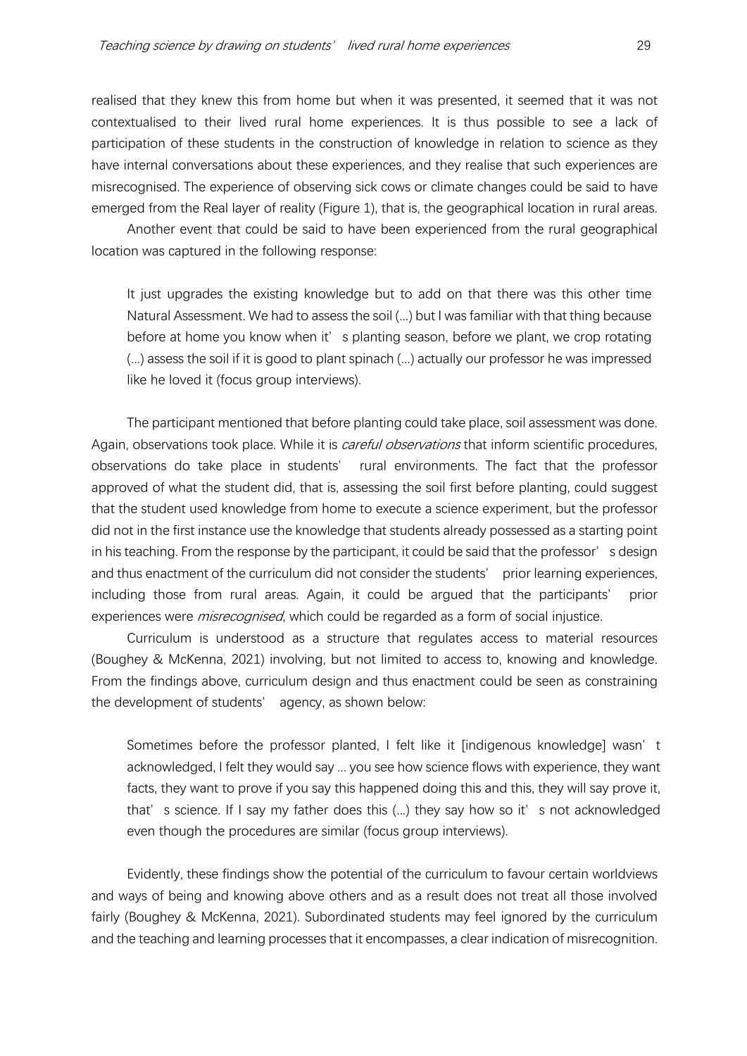realised that they knew this from home but when it was presented, it seemed that it was not contextualised to their lived rural home experiences. It is thus possible to see a lack of participation of these students in the construction of knowledge in relation to science as they have internal conversations about these experiences, and they realise that such experiences are misrecognised. The experience of observing sick cows or climate changes could be said to have emerged from the Real layer of reality (Figure 1), that is, the geographical location in rural areas.

Another event that could be said to have been experienced from the rural geographical location was captured in the following response:

> It just upgrades the existing knowledge but to add on that there was this other time Natural Assessment. We had to assess the soil (…) but I was familiar with that thing because before at home you know when it's planting season, before we plant, we crop rotating (…) assess the soil if it is good to plant spinach (…) actually our professor he was impressed like he loved it (focus group interviews).

The participant mentioned that before planting could take place, soil assessment was done. Again, observations took place. While it is *careful observations* that inform scientific procedures, observations do take place in students' rural environments. The fact that the professor approved of what the student did, that is, assessing the soil first before planting, could suggest that the student used knowledge from home to execute a science experiment, but the professor did not in the first instance use the knowledge that students already possessed as a starting point in his teaching. From the response by the participant, it could be said that the professor's design and thus enactment of the curriculum did not consider the students' prior learning experiences, including those from rural areas. Again, it could be argued that the participants' prior experiences were *misrecognised*, which could be regarded as a form of social injustice.

Curriculum is understood as a structure that regulates access to material resources (Boughey & McKenna, 2021) involving, but not limited to access to, knowing and knowledge. From the findings above, curriculum design and thus enactment could be seen as constraining the development of students' agency, as shown below:

> Sometimes before the professor planted, I felt like it [indigenous knowledge] wasn't acknowledged, I felt they would say … you see how science flows with experience, they want facts, they want to prove if you say this happened doing this and this, they will say prove it, that's science. If I say my father does this (…) they say how so it's not acknowledged even though the procedures are similar (focus group interviews).

Evidently, these findings show the potential of the curriculum to favour certain worldviews and ways of being and knowing above others and as a result does not treat all those involved fairly (Boughey & McKenna, 2021). Subordinated students may feel ignored by the curriculum and the teaching and learning processes that it encompasses, a clear indication of misrecognition.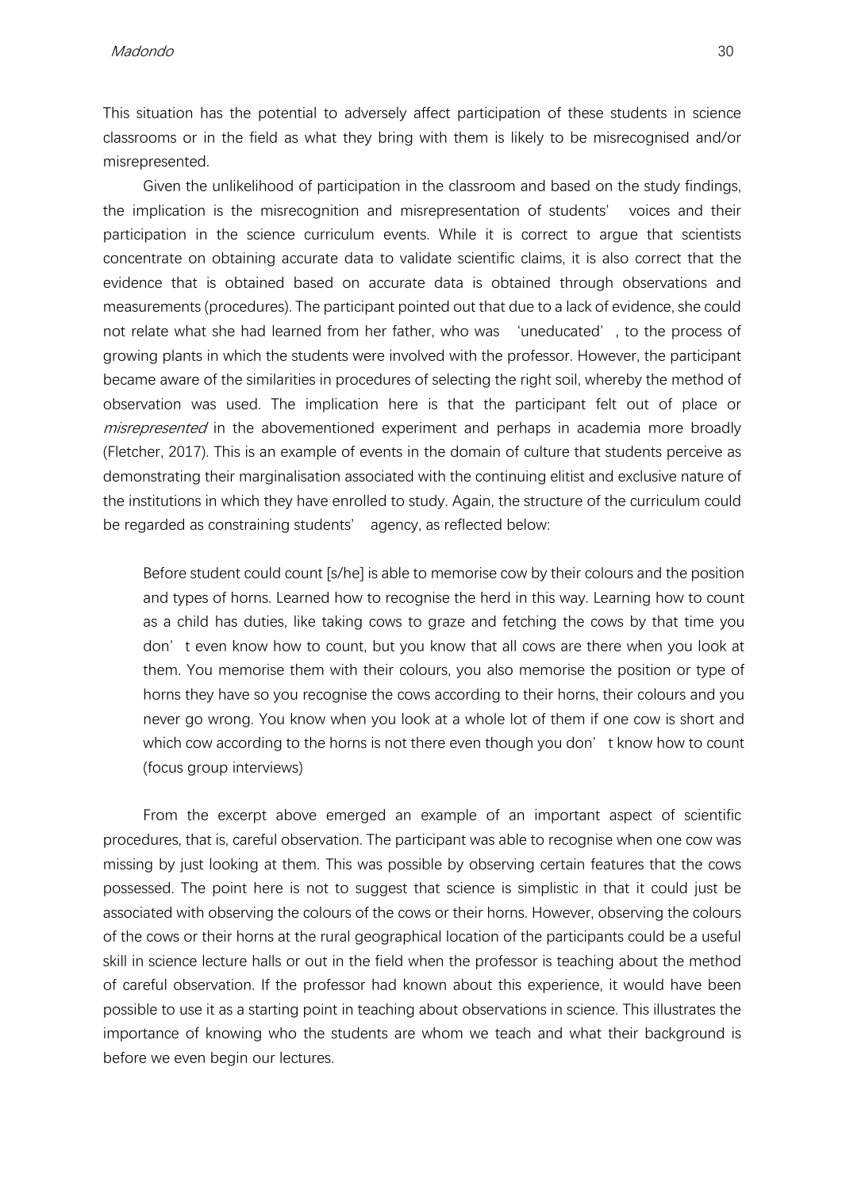This situation has the potential to adversely affect participation of these students in science classrooms or in the field as what they bring with them is likely to be misrecognised and/or misrepresented.

Given the unlikelihood of participation in the classroom and based on the study findings, the implication is the misrecognition and misrepresentation of students' voices and their participation in the science curriculum events. While it is correct to argue that scientists concentrate on obtaining accurate data to validate scientific claims, it is also correct that the evidence that is obtained based on accurate data is obtained through observations and measurements (procedures). The participant pointed out that due to a lack of evidence, she could not relate what she had learned from her father, who was 'uneducated', to the process of growing plants in which the students were involved with the professor. However, the participant became aware of the similarities in procedures of selecting the right soil, whereby the method of observation was used. The implication here is that the participant felt out of place or *misrepresented* in the abovementioned experiment and perhaps in academia more broadly (Fletcher, 2017). This is an example of events in the domain of culture that students perceive as demonstrating their marginalisation associated with the continuing elitist and exclusive nature of the institutions in which they have enrolled to study. Again, the structure of the curriculum could be regarded as constraining students' agency, as reflected below:

> Before student could count [s/he] is able to memorise cow by their colours and the position and types of horns. Learned how to recognise the herd in this way. Learning how to count as a child has duties, like taking cows to graze and fetching the cows by that time you don't even know how to count, but you know that all cows are there when you look at them. You memorise them with their colours, you also memorise the position or type of horns they have so you recognise the cows according to their horns, their colours and you never go wrong. You know when you look at a whole lot of them if one cow is short and which cow according to the horns is not there even though you don't know how to count (focus group interviews)

From the excerpt above emerged an example of an important aspect of scientific procedures, that is, careful observation. The participant was able to recognise when one cow was missing by just looking at them. This was possible by observing certain features that the cows possessed. The point here is not to suggest that science is simplistic in that it could just be associated with observing the colours of the cows or their horns. However, observing the colours of the cows or their horns at the rural geographical location of the participants could be a useful skill in science lecture halls or out in the field when the professor is teaching about the method of careful observation. If the professor had known about this experience, it would have been possible to use it as a starting point in teaching about observations in science. This illustrates the importance of knowing who the students are whom we teach and what their background is before we even begin our lectures.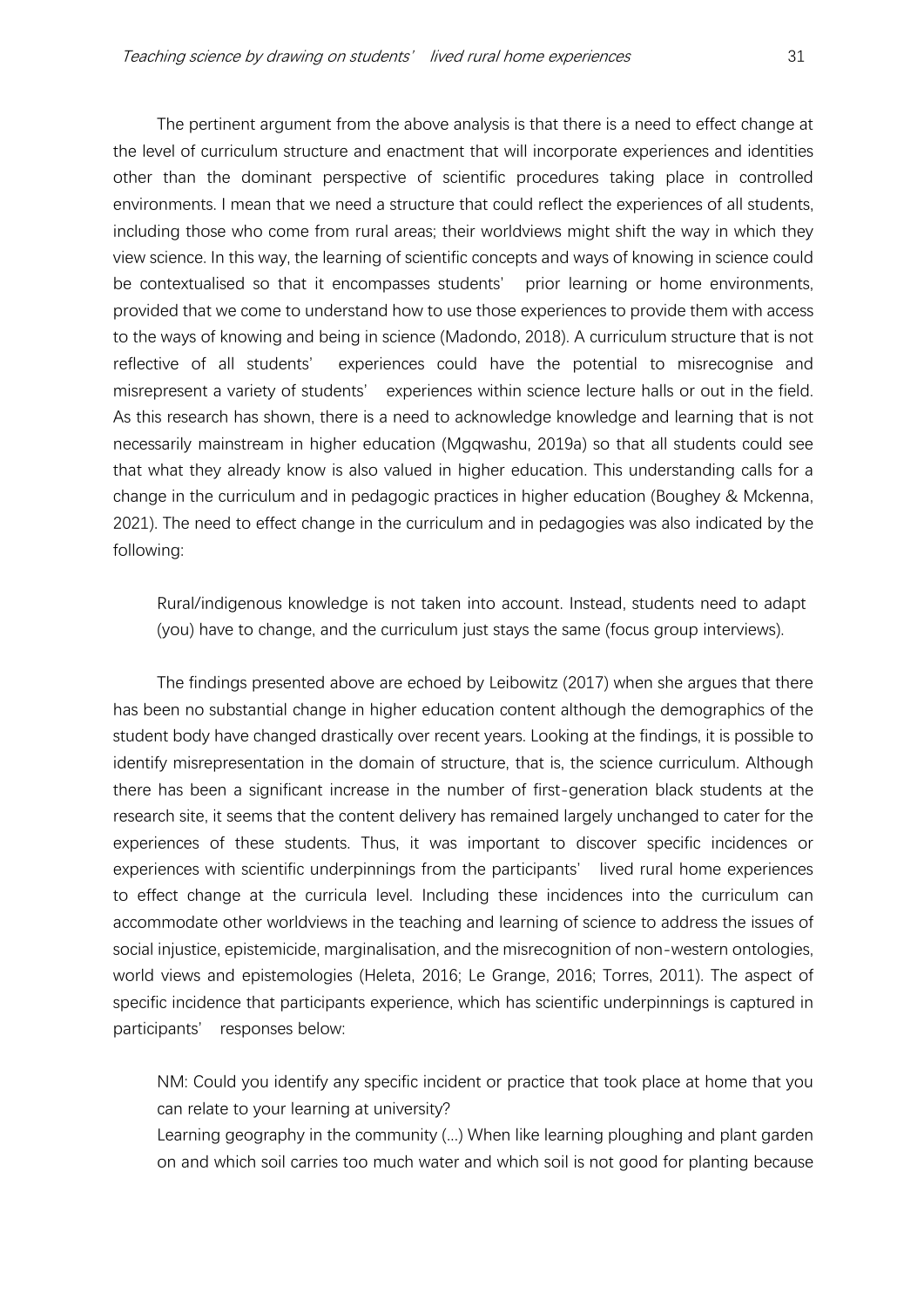The pertinent argument from the above analysis is that there is a need to effect change at the level of curriculum structure and enactment that will incorporate experiences and identities other than the dominant perspective of scientific procedures taking place in controlled environments. I mean that we need a structure that could reflect the experiences of all students, including those who come from rural areas; their worldviews might shift the way in which they view science. In this way, the learning of scientific concepts and ways of knowing in science could be contextualised so that it encompasses students' prior learning or home environments, provided that we come to understand how to use those experiences to provide them with access to the ways of knowing and being in science (Madondo, 2018). A curriculum structure that is not reflective of all students' experiences could have the potential to misrecognise and misrepresent a variety of students' experiences within science lecture halls or out in the field. As this research has shown, there is a need to acknowledge knowledge and learning that is not necessarily mainstream in higher education (Mgqwashu, 2019a) so that all students could see that what they already know is also valued in higher education. This understanding calls for a change in the curriculum and in pedagogic practices in higher education (Boughey & Mckenna, 2021). The need to effect change in the curriculum and in pedagogies was also indicated by the following:

> Rural/indigenous knowledge is not taken into account. Instead, students need to adapt (you) have to change, and the curriculum just stays the same (focus group interviews).

The findings presented above are echoed by Leibowitz (2017) when she argues that there has been no substantial change in higher education content although the demographics of the student body have changed drastically over recent years. Looking at the findings, it is possible to identify misrepresentation in the domain of structure, that is, the science curriculum. Although there has been a significant increase in the number of first-generation black students at the research site, it seems that the content delivery has remained largely unchanged to cater for the experiences of these students. Thus, it was important to discover specific incidences or experiences with scientific underpinnings from the participants' lived rural home experiences to effect change at the curricula level. Including these incidences into the curriculum can accommodate other worldviews in the teaching and learning of science to address the issues of social injustice, epistemicide, marginalisation, and the misrecognition of non-western ontologies, world views and epistemologies (Heleta, 2016; Le Grange, 2016; Torres, 2011). The aspect of specific incidence that participants experience, which has scientific underpinnings is captured in participants' responses below:

> NM: Could you identify any specific incident or practice that took place at home that you can relate to your learning at university?
> Learning geography in the community (...) When like learning ploughing and plant garden on and which soil carries too much water and which soil is not good for planting because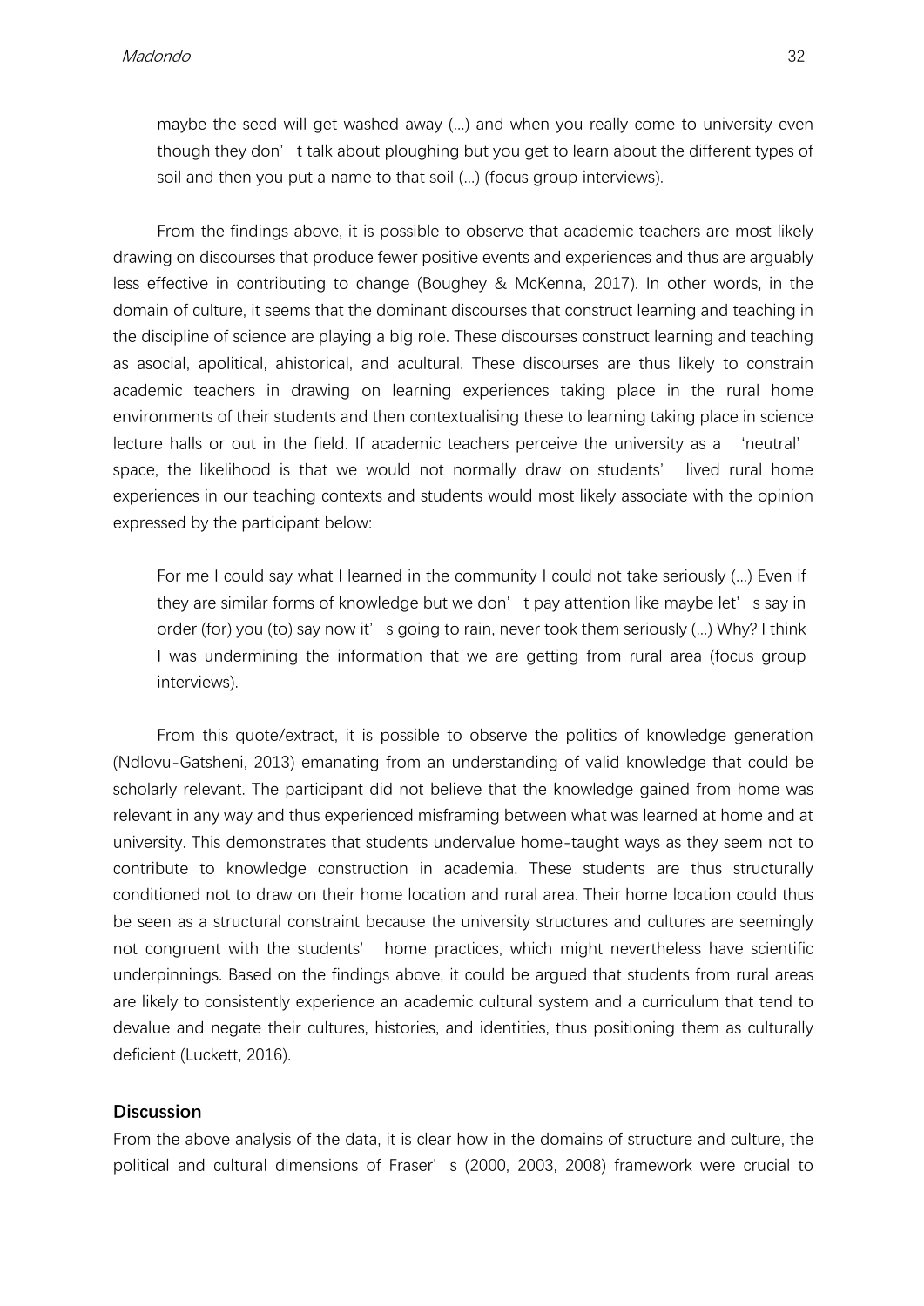> maybe the seed will get washed away (...) and when you really come to university even though they don't talk about ploughing but you get to learn about the different types of soil and then you put a name to that soil (...) (focus group interviews).

From the findings above, it is possible to observe that academic teachers are most likely drawing on discourses that produce fewer positive events and experiences and thus are arguably less effective in contributing to change (Boughey & McKenna, 2017). In other words, in the domain of culture, it seems that the dominant discourses that construct learning and teaching in the discipline of science are playing a big role. These discourses construct learning and teaching as asocial, apolitical, ahistorical, and acultural. These discourses are thus likely to constrain academic teachers in drawing on learning experiences taking place in the rural home environments of their students and then contextualising these to learning taking place in science lecture halls or out in the field. If academic teachers perceive the university as a 'neutral' space, the likelihood is that we would not normally draw on students' lived rural home experiences in our teaching contexts and students would most likely associate with the opinion expressed by the participant below:

> For me I could say what I learned in the community I could not take seriously (...) Even if they are similar forms of knowledge but we don't pay attention like maybe let's say in order (for) you (to) say now it's going to rain, never took them seriously (...) Why? I think I was undermining the information that we are getting from rural area (focus group interviews).

From this quote/extract, it is possible to observe the politics of knowledge generation (Ndlovu-Gatsheni, 2013) emanating from an understanding of valid knowledge that could be scholarly relevant. The participant did not believe that the knowledge gained from home was relevant in any way and thus experienced misframing between what was learned at home and at university. This demonstrates that students undervalue home-taught ways as they seem not to contribute to knowledge construction in academia. These students are thus structurally conditioned not to draw on their home location and rural area. Their home location could thus be seen as a structural constraint because the university structures and cultures are seemingly not congruent with the students' home practices, which might nevertheless have scientific underpinnings. Based on the findings above, it could be argued that students from rural areas are likely to consistently experience an academic cultural system and a curriculum that tend to devalue and negate their cultures, histories, and identities, thus positioning them as culturally deficient (Luckett, 2016).

## Discussion

From the above analysis of the data, it is clear how in the domains of structure and culture, the political and cultural dimensions of Fraser's (2000, 2003, 2008) framework were crucial to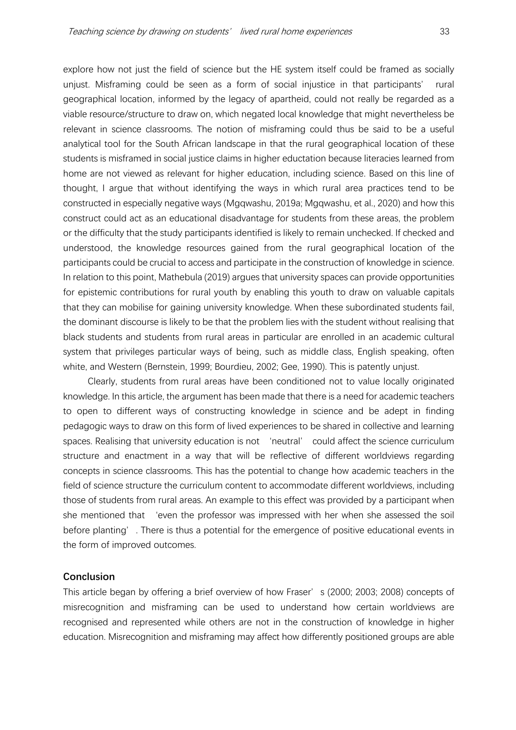explore how not just the field of science but the HE system itself could be framed as socially unjust. Misframing could be seen as a form of social injustice in that participants' rural geographical location, informed by the legacy of apartheid, could not really be regarded as a viable resource/structure to draw on, which negated local knowledge that might nevertheless be relevant in science classrooms. The notion of misframing could thus be said to be a useful analytical tool for the South African landscape in that the rural geographical location of these students is misframed in social justice claims in higher eductation because literacies learned from home are not viewed as relevant for higher education, including science. Based on this line of thought, I argue that without identifying the ways in which rural area practices tend to be constructed in especially negative ways (Mgqwashu, 2019a; Mgqwashu, et al., 2020) and how this construct could act as an educational disadvantage for students from these areas, the problem or the difficulty that the study participants identified is likely to remain unchecked. If checked and understood, the knowledge resources gained from the rural geographical location of the participants could be crucial to access and participate in the construction of knowledge in science. In relation to this point, Mathebula (2019) argues that university spaces can provide opportunities for epistemic contributions for rural youth by enabling this youth to draw on valuable capitals that they can mobilise for gaining university knowledge. When these subordinated students fail, the dominant discourse is likely to be that the problem lies with the student without realising that black students and students from rural areas in particular are enrolled in an academic cultural system that privileges particular ways of being, such as middle class, English speaking, often white, and Western (Bernstein, 1999; Bourdieu, 2002; Gee, 1990). This is patently unjust.

Clearly, students from rural areas have been conditioned not to value locally originated knowledge. In this article, the argument has been made that there is a need for academic teachers to open to different ways of constructing knowledge in science and be adept in finding pedagogic ways to draw on this form of lived experiences to be shared in collective and learning spaces. Realising that university education is not 'neutral' could affect the science curriculum structure and enactment in a way that will be reflective of different worldviews regarding concepts in science classrooms. This has the potential to change how academic teachers in the field of science structure the curriculum content to accommodate different worldviews, including those of students from rural areas. An example to this effect was provided by a participant when she mentioned that 'even the professor was impressed with her when she assessed the soil before planting'. There is thus a potential for the emergence of positive educational events in the form of improved outcomes.

## Conclusion

This article began by offering a brief overview of how Fraser's (2000; 2003; 2008) concepts of misrecognition and misframing can be used to understand how certain worldviews are recognised and represented while others are not in the construction of knowledge in higher education. Misrecognition and misframing may affect how differently positioned groups are able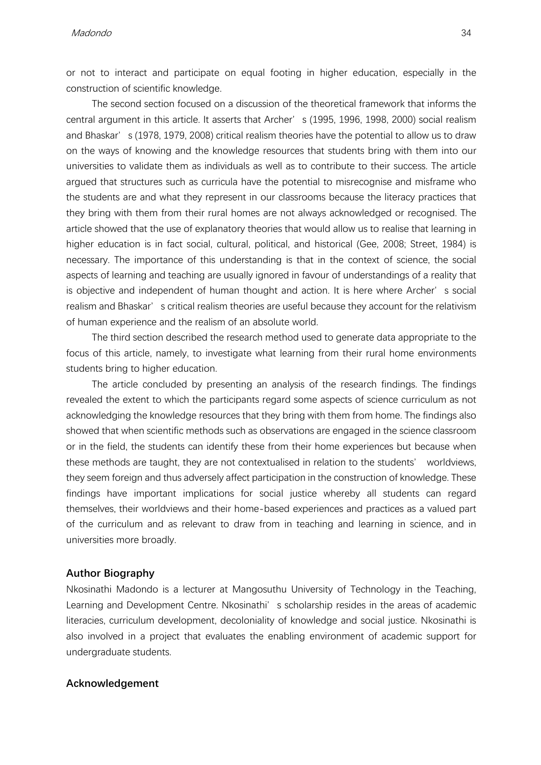or not to interact and participate on equal footing in higher education, especially in the construction of scientific knowledge.

The second section focused on a discussion of the theoretical framework that informs the central argument in this article. It asserts that Archer's (1995, 1996, 1998, 2000) social realism and Bhaskar's (1978, 1979, 2008) critical realism theories have the potential to allow us to draw on the ways of knowing and the knowledge resources that students bring with them into our universities to validate them as individuals as well as to contribute to their success. The article argued that structures such as curricula have the potential to misrecognise and misframe who the students are and what they represent in our classrooms because the literacy practices that they bring with them from their rural homes are not always acknowledged or recognised. The article showed that the use of explanatory theories that would allow us to realise that learning in higher education is in fact social, cultural, political, and historical (Gee, 2008; Street, 1984) is necessary. The importance of this understanding is that in the context of science, the social aspects of learning and teaching are usually ignored in favour of understandings of a reality that is objective and independent of human thought and action. It is here where Archer's social realism and Bhaskar's critical realism theories are useful because they account for the relativism of human experience and the realism of an absolute world.

The third section described the research method used to generate data appropriate to the focus of this article, namely, to investigate what learning from their rural home environments students bring to higher education.

The article concluded by presenting an analysis of the research findings. The findings revealed the extent to which the participants regard some aspects of science curriculum as not acknowledging the knowledge resources that they bring with them from home. The findings also showed that when scientific methods such as observations are engaged in the science classroom or in the field, the students can identify these from their home experiences but because when these methods are taught, they are not contextualised in relation to the students' worldviews, they seem foreign and thus adversely affect participation in the construction of knowledge. These findings have important implications for social justice whereby all students can regard themselves, their worldviews and their home-based experiences and practices as a valued part of the curriculum and as relevant to draw from in teaching and learning in science, and in universities more broadly.

## Author Biography

Nkosinathi Madondo is a lecturer at Mangosuthu University of Technology in the Teaching, Learning and Development Centre. Nkosinathi's scholarship resides in the areas of academic literacies, curriculum development, decoloniality of knowledge and social justice. Nkosinathi is also involved in a project that evaluates the enabling environment of academic support for undergraduate students.

## Acknowledgement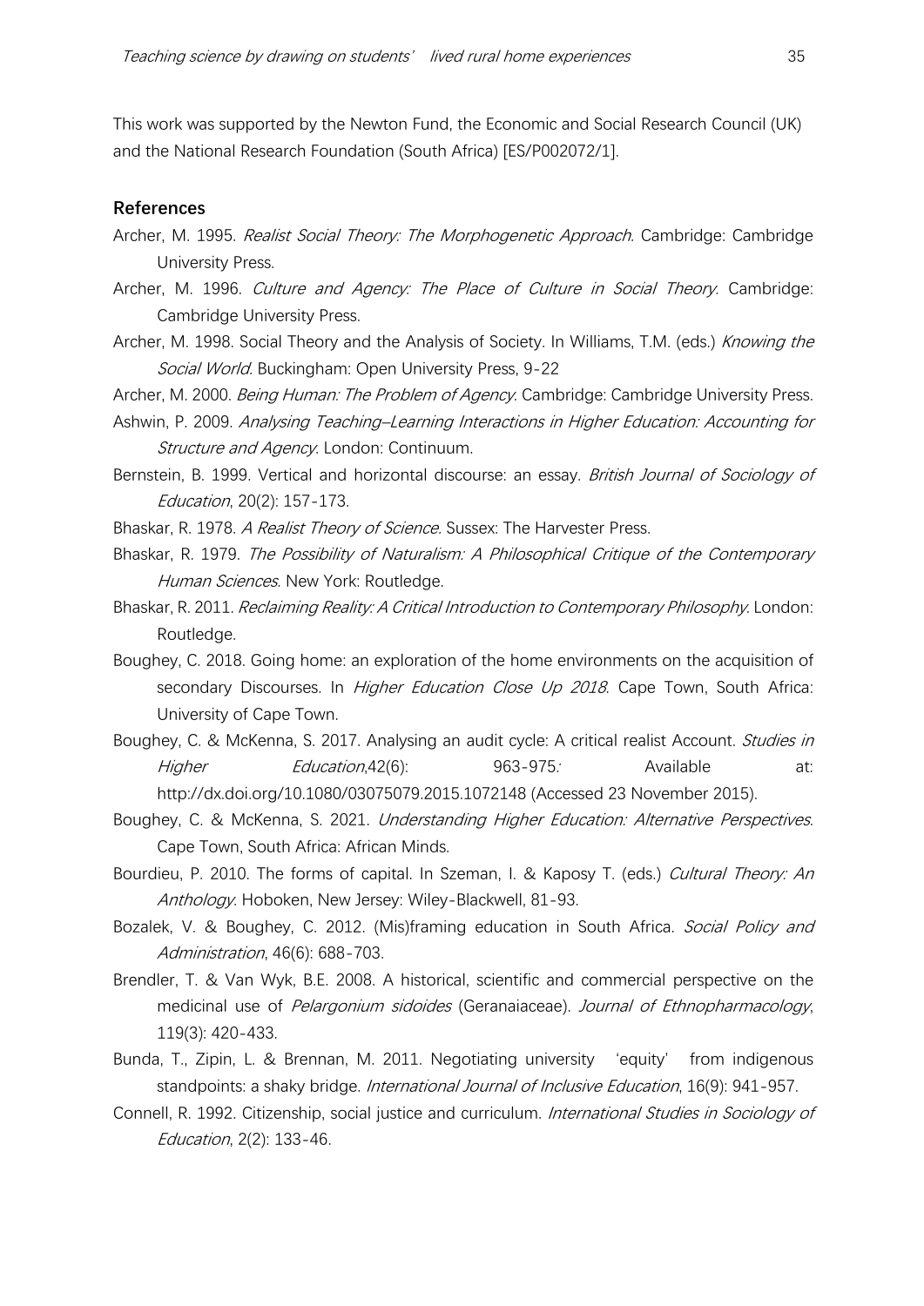This work was supported by the Newton Fund, the Economic and Social Research Council (UK) and the National Research Foundation (South Africa) [ES/P002072/1].

## References

Archer, M. 1995. *Realist Social Theory: The Morphogenetic Approach*. Cambridge: Cambridge University Press.

Archer, M. 1996. *Culture and Agency: The Place of Culture in Social Theory.* Cambridge: Cambridge University Press.

Archer, M. 1998. Social Theory and the Analysis of Society. In Williams, T.M. (eds.) *Knowing the Social World*. Buckingham: Open University Press, 9-22

Archer, M. 2000. *Being Human: The Problem of Agency.* Cambridge: Cambridge University Press.

Ashwin, P. 2009. *Analysing Teaching–Learning Interactions in Higher Education: Accounting for Structure and Agency*. London: Continuum.

Bernstein, B. 1999. Vertical and horizontal discourse: an essay. *British Journal of Sociology of Education*, 20(2): 157-173.

Bhaskar, R. 1978. *A Realist Theory of Science*. Sussex: The Harvester Press.

Bhaskar, R. 1979. *The Possibility of Naturalism: A Philosophical Critique of the Contemporary Human Sciences.* New York: Routledge.

Bhaskar, R. 2011. *Reclaiming Reality: A Critical Introduction to Contemporary Philosophy*. London: Routledge.

Boughey, C. 2018. Going home: an exploration of the home environments on the acquisition of secondary Discourses. In *Higher Education Close Up 2018*. Cape Town, South Africa: University of Cape Town.

Boughey, C. & McKenna, S. 2017. Analysing an audit cycle: A critical realist Account. *Studies in Higher Education*,42(6): 963-975*:* Available at: http://dx.doi.org/10.1080/03075079.2015.1072148 (Accessed 23 November 2015).

Boughey, C. & McKenna, S. 2021. *Understanding Higher Education: Alternative Perspectives*. Cape Town, South Africa: African Minds.

Bourdieu, P. 2010. The forms of capital. In Szeman, I. & Kaposy T. (eds.) *Cultural Theory: An Anthology*. Hoboken, New Jersey: Wiley-Blackwell, 81-93.

Bozalek, V. & Boughey, C. 2012. (Mis)framing education in South Africa. *Social Policy and Administration*, 46(6): 688-703.

Brendler, T. & Van Wyk, B.E. 2008. A historical, scientific and commercial perspective on the medicinal use of *Pelargonium sidoides* (Geranaiaceae). *Journal of Ethnopharmacology*, 119(3): 420-433.

Bunda, T., Zipin, L. & Brennan, M. 2011. Negotiating university 'equity' from indigenous standpoints: a shaky bridge. *International Journal of Inclusive Education*, 16(9): 941-957.

Connell, R. 1992. Citizenship, social justice and curriculum. *International Studies in Sociology of Education*, 2(2): 133-46.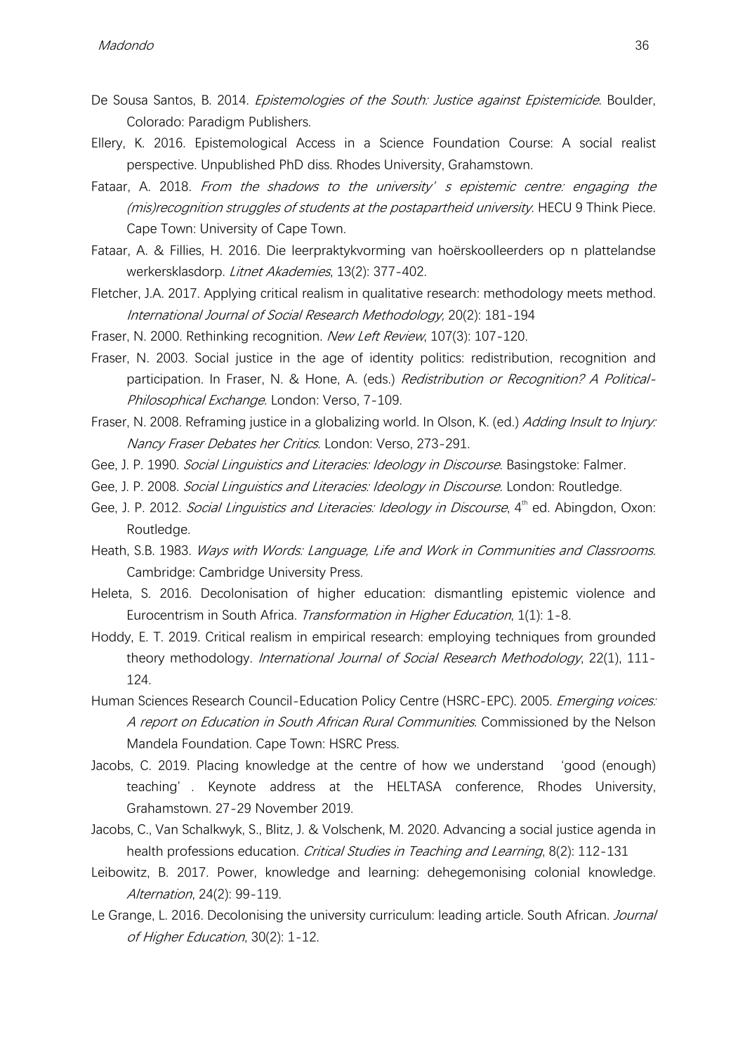De Sousa Santos, B. 2014. *Epistemologies of the South: Justice against Epistemicide*. Boulder, Colorado: Paradigm Publishers.

Ellery, K. 2016. Epistemological Access in a Science Foundation Course: A social realist perspective. Unpublished PhD diss. Rhodes University, Grahamstown.

Fataar, A. 2018. *From the shadows to the university' s epistemic centre: engaging the (mis)recognition struggles of students at the postapartheid university*. HECU 9 Think Piece. Cape Town: University of Cape Town.

Fataar, A. & Fillies, H. 2016. Die leerpraktykvorming van hoërskoolleerders op n plattelandse werkersklasdorp. *Litnet Akademies*, 13(2): 377-402.

Fletcher, J.A. 2017. Applying critical realism in qualitative research: methodology meets method. *International Journal of Social Research Methodology,* 20(2): 181-194

Fraser, N. 2000. Rethinking recognition. *New Left Review*, 107(3): 107-120.

Fraser, N. 2003. Social justice in the age of identity politics: redistribution, recognition and participation. In Fraser, N. & Hone, A. (eds.) *Redistribution or Recognition? A Political-Philosophical Exchange*. London: Verso, 7-109.

Fraser, N. 2008. Reframing justice in a globalizing world. In Olson, K. (ed.) *Adding Insult to Injury: Nancy Fraser Debates her Critics*. London: Verso, 273-291.

Gee, J. P. 1990. *Social Linguistics and Literacies: Ideology in Discourse*. Basingstoke: Falmer.

Gee, J. P. 2008. *Social Linguistics and Literacies: Ideology in Discourse*. London: Routledge.

Gee, J. P. 2012. *Social Linguistics and Literacies: Ideology in Discourse*, 4th ed. Abingdon, Oxon: Routledge.

Heath, S.B. 1983. *Ways with Words: Language, Life and Work in Communities and Classrooms*. Cambridge: Cambridge University Press.

Heleta, S. 2016. Decolonisation of higher education: dismantling epistemic violence and Eurocentrism in South Africa. *Transformation in Higher Education*, 1(1): 1-8.

Hoddy, E. T. 2019. Critical realism in empirical research: employing techniques from grounded theory methodology. *International Journal of Social Research Methodology*, 22(1), 111-124.

Human Sciences Research Council-Education Policy Centre (HSRC-EPC). 2005. *Emerging voices: A report on Education in South African Rural Communities*. Commissioned by the Nelson Mandela Foundation. Cape Town: HSRC Press.

Jacobs, C. 2019. Placing knowledge at the centre of how we understand 'good (enough) teaching'. Keynote address at the HELTASA conference, Rhodes University, Grahamstown. 27-29 November 2019.

Jacobs, C., Van Schalkwyk, S., Blitz, J. & Volschenk, M. 2020. Advancing a social justice agenda in health professions education. *Critical Studies in Teaching and Learning*, 8(2): 112-131

Leibowitz, B. 2017. Power, knowledge and learning: dehegemonising colonial knowledge. *Alternation*, 24(2): 99-119.

Le Grange, L. 2016. Decolonising the university curriculum: leading article. South African. *Journal of Higher Education*, 30(2): 1-12.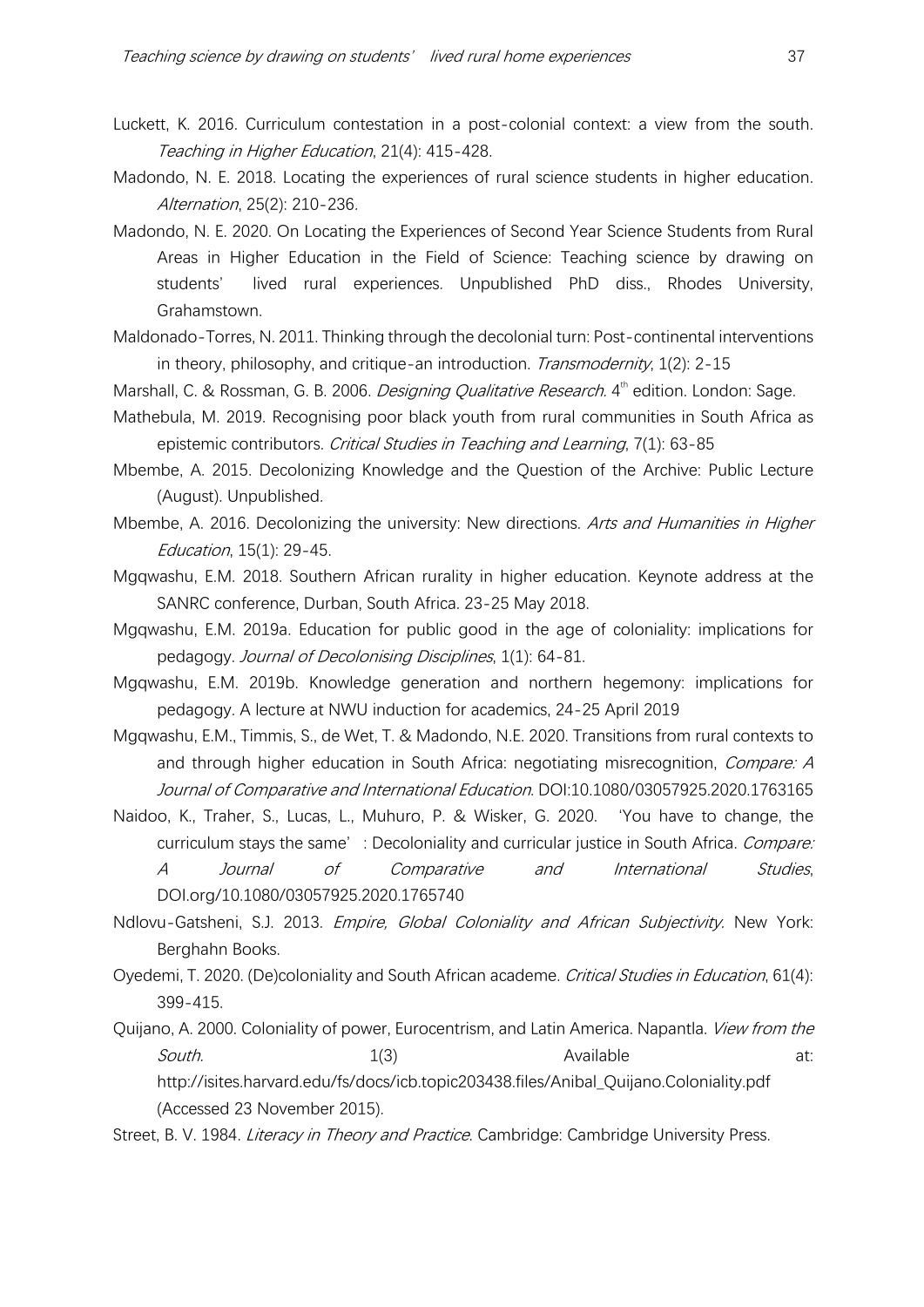Luckett, K. 2016. Curriculum contestation in a post-colonial context: a view from the south. *Teaching in Higher Education*, 21(4): 415-428.

Madondo, N. E. 2018. Locating the experiences of rural science students in higher education. *Alternation*, 25(2): 210-236.

Madondo, N. E. 2020. On Locating the Experiences of Second Year Science Students from Rural Areas in Higher Education in the Field of Science: Teaching science by drawing on students' lived rural experiences. Unpublished PhD diss., Rhodes University, Grahamstown.

Maldonado-Torres, N. 2011. Thinking through the decolonial turn: Post-continental interventions in theory, philosophy, and critique-an introduction. *Transmodernity*, 1(2): 2-15

Marshall, C. & Rossman, G. B. 2006. *Designing Qualitative Research*. 4th edition. London: Sage.

Mathebula, M. 2019. Recognising poor black youth from rural communities in South Africa as epistemic contributors. *Critical Studies in Teaching and Learning*, 7(1): 63-85

Mbembe, A. 2015. Decolonizing Knowledge and the Question of the Archive: Public Lecture (August). Unpublished.

Mbembe, A. 2016. Decolonizing the university: New directions. *Arts and Humanities in Higher Education*, 15(1): 29-45.

Mgqwashu, E.M. 2018. Southern African rurality in higher education. Keynote address at the SANRC conference, Durban, South Africa. 23-25 May 2018.

Mgqwashu, E.M. 2019a. Education for public good in the age of coloniality: implications for pedagogy. *Journal of Decolonising Disciplines*, 1(1): 64-81.

Mgqwashu, E.M. 2019b. Knowledge generation and northern hegemony: implications for pedagogy. A lecture at NWU induction for academics, 24-25 April 2019

Mgqwashu, E.M., Timmis, S., de Wet, T. & Madondo, N.E. 2020. Transitions from rural contexts to and through higher education in South Africa: negotiating misrecognition, *Compare: A Journal of Comparative and International Education*. DOI:10.1080/03057925.2020.1763165

Naidoo, K., Traher, S., Lucas, L., Muhuro, P. & Wisker, G. 2020. 'You have to change, the curriculum stays the same': Decoloniality and curricular justice in South Africa. *Compare: A Journal of Comparative and International Studies*, DOI.org/10.1080/03057925.2020.1765740

Ndlovu-Gatsheni, S.J. 2013. *Empire, Global Coloniality and African Subjectivity.* New York: Berghahn Books.

Oyedemi, T. 2020. (De)coloniality and South African academe. *Critical Studies in Education*, 61(4): 399-415.

Quijano, A. 2000. Coloniality of power, Eurocentrism, and Latin America. Napantla. *View from the South.* 1(3) Available at: http://isites.harvard.edu/fs/docs/icb.topic203438.files/Anibal_Quijano.Coloniality.pdf (Accessed 23 November 2015).

Street, B. V. 1984. *Literacy in Theory and Practice*. Cambridge: Cambridge University Press.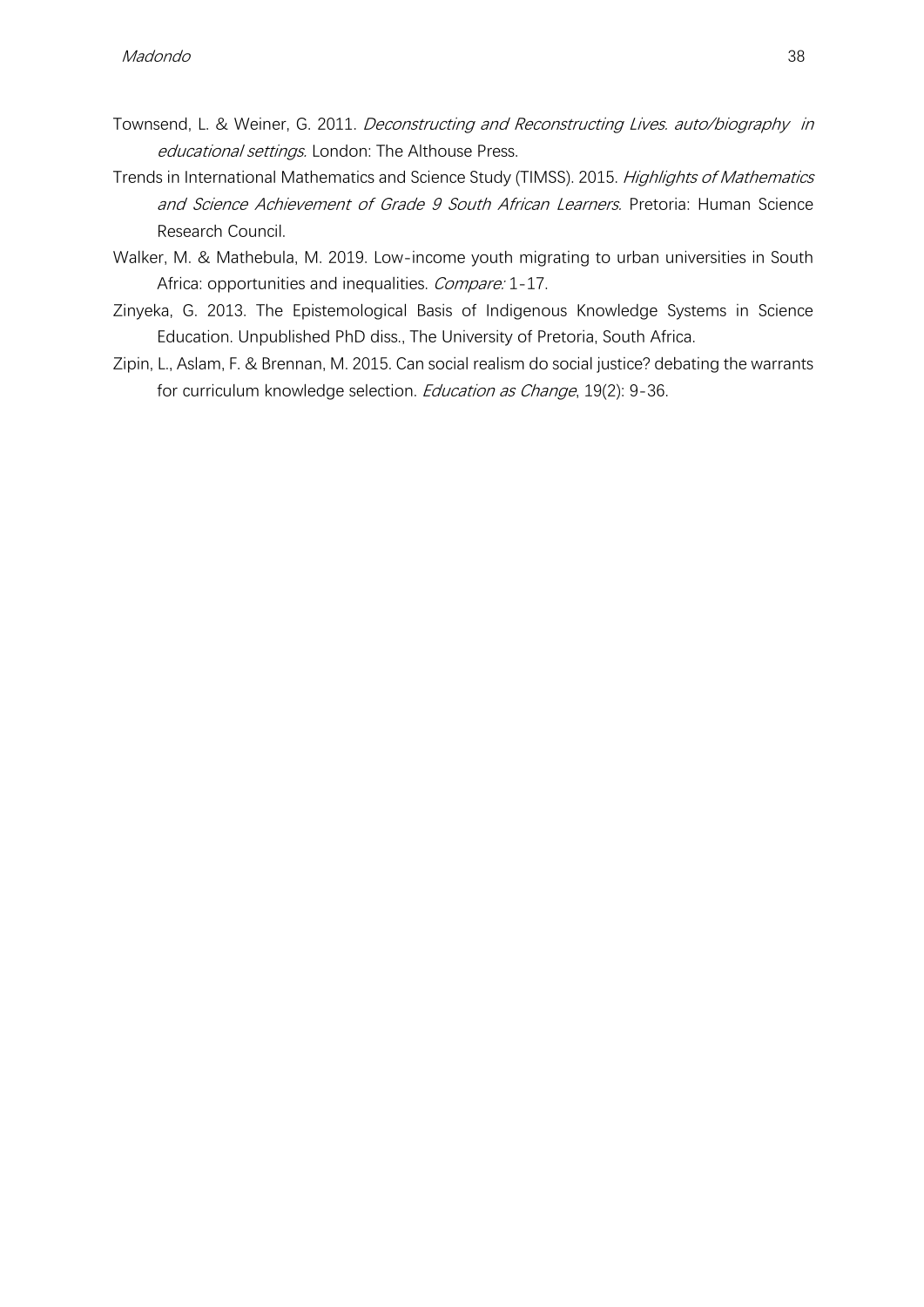Townsend, L. & Weiner, G. 2011. *Deconstructing and Reconstructing Lives. auto/biography in educational settings*. London: The Althouse Press.

Trends in International Mathematics and Science Study (TIMSS). 2015. *Highlights of Mathematics and Science Achievement of Grade 9 South African Learners*. Pretoria: Human Science Research Council.

Walker, M. & Mathebula, M. 2019. Low-income youth migrating to urban universities in South Africa: opportunities and inequalities. *Compare:* 1-17.

Zinyeka, G. 2013. The Epistemological Basis of Indigenous Knowledge Systems in Science Education. Unpublished PhD diss., The University of Pretoria, South Africa.

Zipin, L., Aslam, F. & Brennan, M. 2015. Can social realism do social justice? debating the warrants for curriculum knowledge selection. *Education as Change*, 19(2): 9-36.